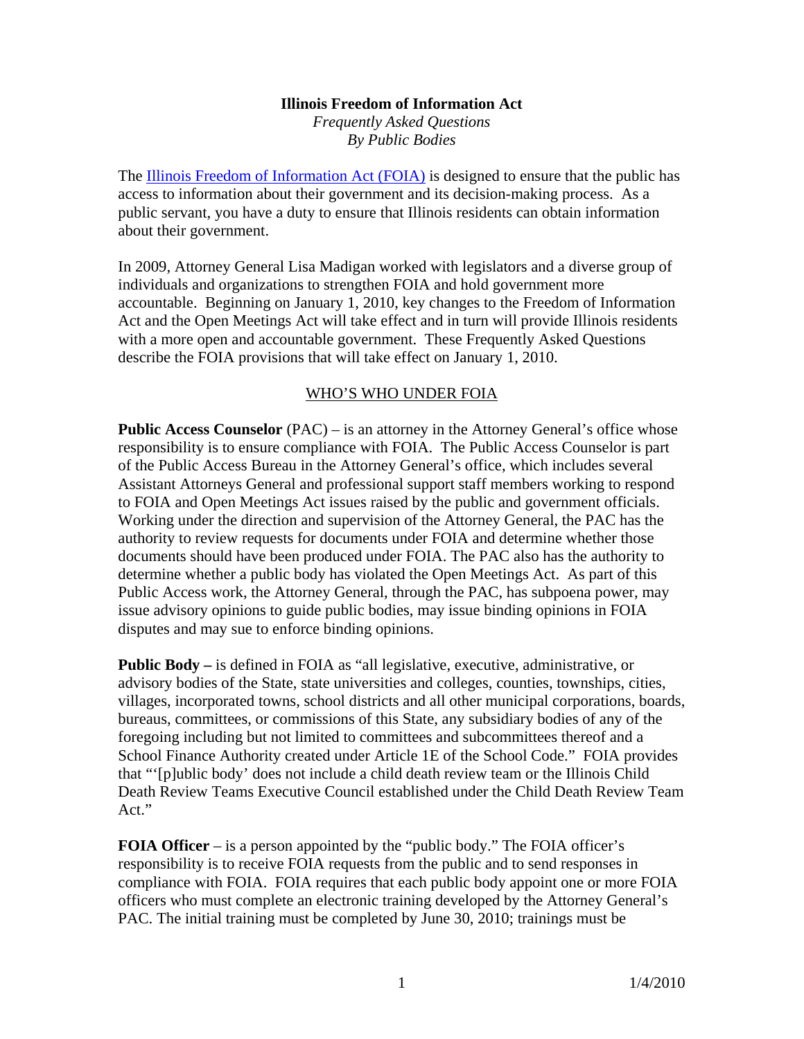# Illinois Freedom of Information Act

*Frequently Asked Questions*
*By Public Bodies*

The Illinois Freedom of Information Act (FOIA) is designed to ensure that the public has access to information about their government and its decision-making process. As a public servant, you have a duty to ensure that Illinois residents can obtain information about their government.

In 2009, Attorney General Lisa Madigan worked with legislators and a diverse group of individuals and organizations to strengthen FOIA and hold government more accountable. Beginning on January 1, 2010, key changes to the Freedom of Information Act and the Open Meetings Act will take effect and in turn will provide Illinois residents with a more open and accountable government. These Frequently Asked Questions describe the FOIA provisions that will take effect on January 1, 2010.

## WHO'S WHO UNDER FOIA

**Public Access Counselor** (PAC) – is an attorney in the Attorney General's office whose responsibility is to ensure compliance with FOIA. The Public Access Counselor is part of the Public Access Bureau in the Attorney General's office, which includes several Assistant Attorneys General and professional support staff members working to respond to FOIA and Open Meetings Act issues raised by the public and government officials. Working under the direction and supervision of the Attorney General, the PAC has the authority to review requests for documents under FOIA and determine whether those documents should have been produced under FOIA. The PAC also has the authority to determine whether a public body has violated the Open Meetings Act. As part of this Public Access work, the Attorney General, through the PAC, has subpoena power, may issue advisory opinions to guide public bodies, may issue binding opinions in FOIA disputes and may sue to enforce binding opinions.

**Public Body –** is defined in FOIA as "all legislative, executive, administrative, or advisory bodies of the State, state universities and colleges, counties, townships, cities, villages, incorporated towns, school districts and all other municipal corporations, boards, bureaus, committees, or commissions of this State, any subsidiary bodies of any of the foregoing including but not limited to committees and subcommittees thereof and a School Finance Authority created under Article 1E of the School Code." FOIA provides that "'[p]ublic body' does not include a child death review team or the Illinois Child Death Review Teams Executive Council established under the Child Death Review Team Act."

**FOIA Officer** – is a person appointed by the "public body." The FOIA officer's responsibility is to receive FOIA requests from the public and to send responses in compliance with FOIA. FOIA requires that each public body appoint one or more FOIA officers who must complete an electronic training developed by the Attorney General's PAC. The initial training must be completed by June 30, 2010; trainings must be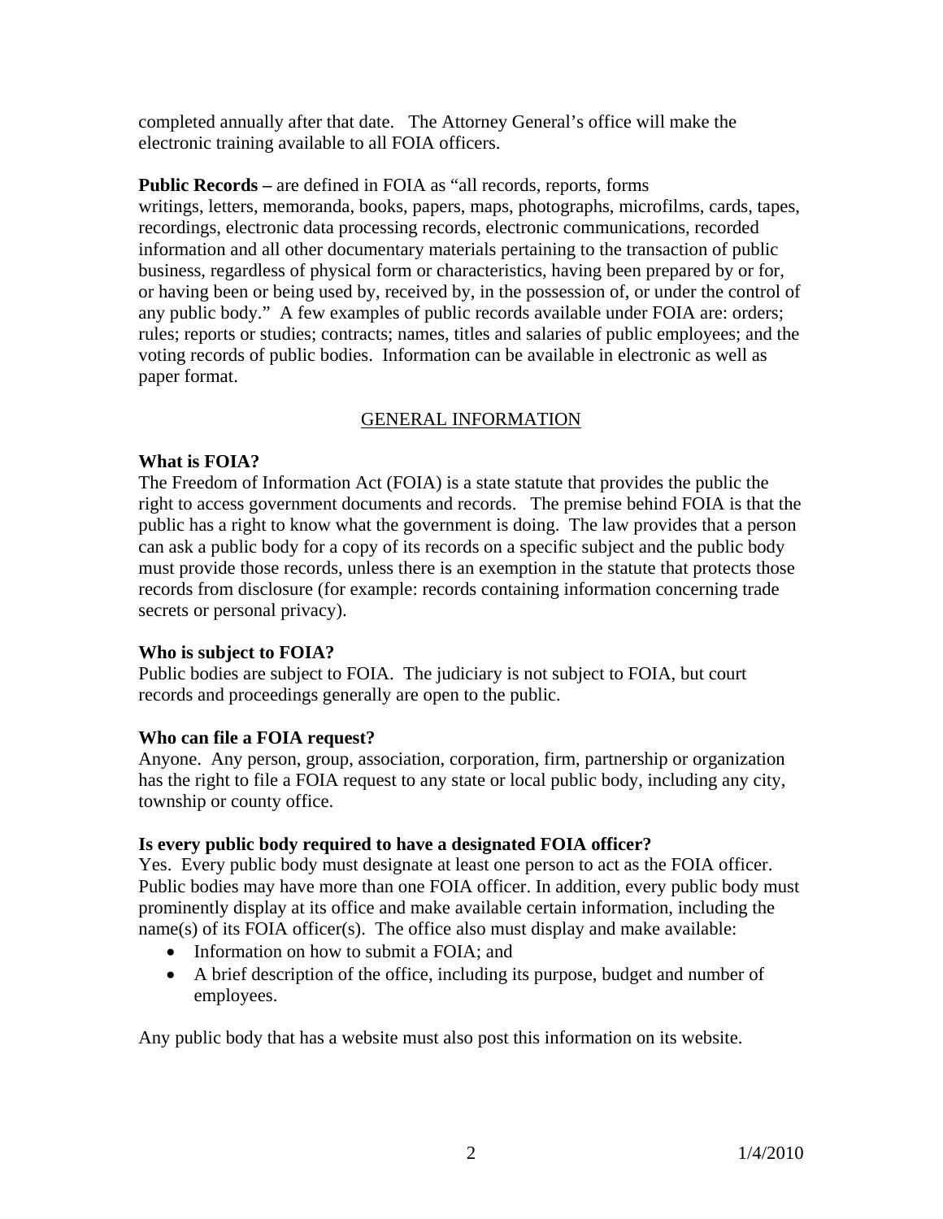completed annually after that date. The Attorney General's office will make the electronic training available to all FOIA officers.

**Public Records –** are defined in FOIA as "all records, reports, forms writings, letters, memoranda, books, papers, maps, photographs, microfilms, cards, tapes, recordings, electronic data processing records, electronic communications, recorded information and all other documentary materials pertaining to the transaction of public business, regardless of physical form or characteristics, having been prepared by or for, or having been or being used by, received by, in the possession of, or under the control of any public body." A few examples of public records available under FOIA are: orders; rules; reports or studies; contracts; names, titles and salaries of public employees; and the voting records of public bodies. Information can be available in electronic as well as paper format.

## GENERAL INFORMATION

### What is FOIA?

The Freedom of Information Act (FOIA) is a state statute that provides the public the right to access government documents and records. The premise behind FOIA is that the public has a right to know what the government is doing. The law provides that a person can ask a public body for a copy of its records on a specific subject and the public body must provide those records, unless there is an exemption in the statute that protects those records from disclosure (for example: records containing information concerning trade secrets or personal privacy).

### Who is subject to FOIA?

Public bodies are subject to FOIA. The judiciary is not subject to FOIA, but court records and proceedings generally are open to the public.

### Who can file a FOIA request?

Anyone. Any person, group, association, corporation, firm, partnership or organization has the right to file a FOIA request to any state or local public body, including any city, township or county office.

### Is every public body required to have a designated FOIA officer?

Yes. Every public body must designate at least one person to act as the FOIA officer. Public bodies may have more than one FOIA officer. In addition, every public body must prominently display at its office and make available certain information, including the name(s) of its FOIA officer(s). The office also must display and make available:

- Information on how to submit a FOIA; and
- A brief description of the office, including its purpose, budget and number of employees.

Any public body that has a website must also post this information on its website.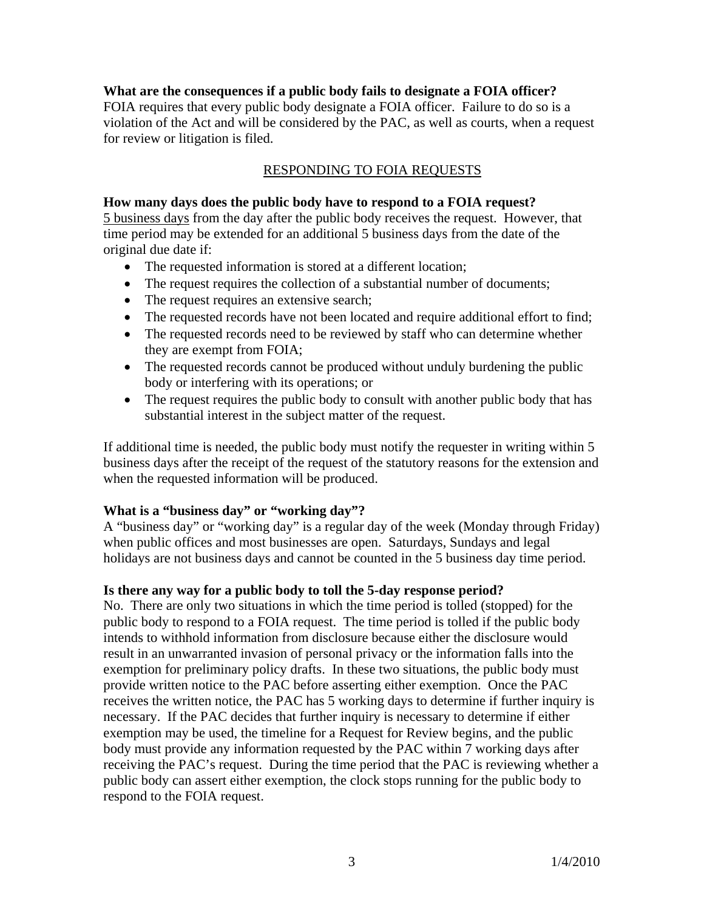**What are the consequences if a public body fails to designate a FOIA officer?**
FOIA requires that every public body designate a FOIA officer. Failure to do so is a violation of the Act and will be considered by the PAC, as well as courts, when a request for review or litigation is filed.

## RESPONDING TO FOIA REQUESTS

**How many days does the public body have to respond to a FOIA request?**
5 business days from the day after the public body receives the request. However, that time period may be extended for an additional 5 business days from the date of the original due date if:

- The requested information is stored at a different location;
- The request requires the collection of a substantial number of documents;
- The request requires an extensive search;
- The requested records have not been located and require additional effort to find;
- The requested records need to be reviewed by staff who can determine whether they are exempt from FOIA;
- The requested records cannot be produced without unduly burdening the public body or interfering with its operations; or
- The request requires the public body to consult with another public body that has substantial interest in the subject matter of the request.

If additional time is needed, the public body must notify the requester in writing within 5 business days after the receipt of the request of the statutory reasons for the extension and when the requested information will be produced.

**What is a "business day" or "working day"?**
A "business day" or "working day" is a regular day of the week (Monday through Friday) when public offices and most businesses are open. Saturdays, Sundays and legal holidays are not business days and cannot be counted in the 5 business day time period.

**Is there any way for a public body to toll the 5-day response period?**
No. There are only two situations in which the time period is tolled (stopped) for the public body to respond to a FOIA request. The time period is tolled if the public body intends to withhold information from disclosure because either the disclosure would result in an unwarranted invasion of personal privacy or the information falls into the exemption for preliminary policy drafts. In these two situations, the public body must provide written notice to the PAC before asserting either exemption. Once the PAC receives the written notice, the PAC has 5 working days to determine if further inquiry is necessary. If the PAC decides that further inquiry is necessary to determine if either exemption may be used, the timeline for a Request for Review begins, and the public body must provide any information requested by the PAC within 7 working days after receiving the PAC's request. During the time period that the PAC is reviewing whether a public body can assert either exemption, the clock stops running for the public body to respond to the FOIA request.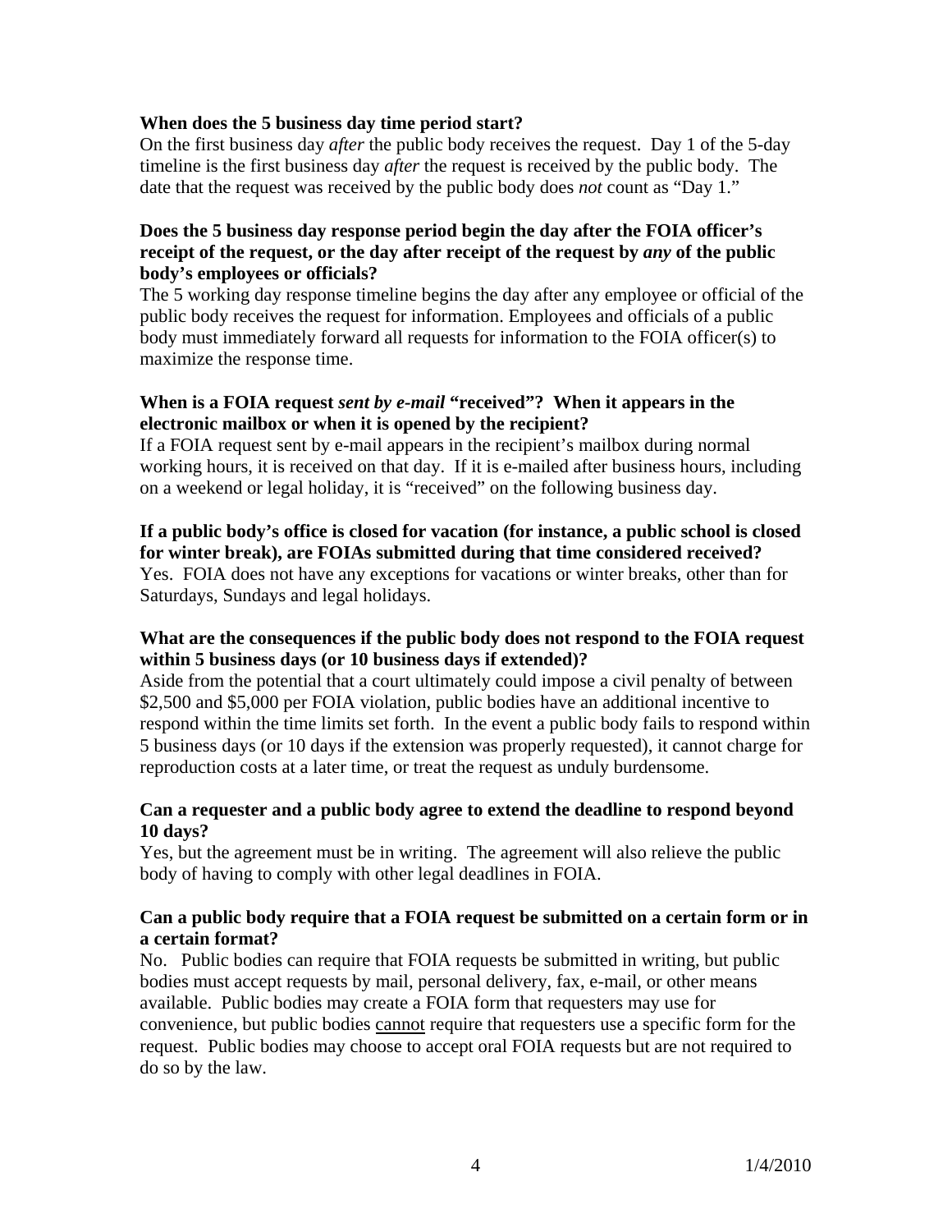**When does the 5 business day time period start?**

On the first business day *after* the public body receives the request. Day 1 of the 5-day timeline is the first business day *after* the request is received by the public body. The date that the request was received by the public body does *not* count as "Day 1."

**Does the 5 business day response period begin the day after the FOIA officer's receipt of the request, or the day after receipt of the request by *any* of the public body's employees or officials?**

The 5 working day response timeline begins the day after any employee or official of the public body receives the request for information. Employees and officials of a public body must immediately forward all requests for information to the FOIA officer(s) to maximize the response time.

**When is a FOIA request *sent by e-mail* "received"? When it appears in the electronic mailbox or when it is opened by the recipient?**

If a FOIA request sent by e-mail appears in the recipient's mailbox during normal working hours, it is received on that day. If it is e-mailed after business hours, including on a weekend or legal holiday, it is "received" on the following business day.

**If a public body's office is closed for vacation (for instance, a public school is closed for winter break), are FOIAs submitted during that time considered received?**

Yes. FOIA does not have any exceptions for vacations or winter breaks, other than for Saturdays, Sundays and legal holidays.

**What are the consequences if the public body does not respond to the FOIA request within 5 business days (or 10 business days if extended)?**

Aside from the potential that a court ultimately could impose a civil penalty of between $2,500 and $5,000 per FOIA violation, public bodies have an additional incentive to respond within the time limits set forth. In the event a public body fails to respond within 5 business days (or 10 days if the extension was properly requested), it cannot charge for reproduction costs at a later time, or treat the request as unduly burdensome.

**Can a requester and a public body agree to extend the deadline to respond beyond 10 days?**

Yes, but the agreement must be in writing. The agreement will also relieve the public body of having to comply with other legal deadlines in FOIA.

**Can a public body require that a FOIA request be submitted on a certain form or in a certain format?**

No. Public bodies can require that FOIA requests be submitted in writing, but public bodies must accept requests by mail, personal delivery, fax, e-mail, or other means available. Public bodies may create a FOIA form that requesters may use for convenience, but public bodies <u>cannot</u> require that requesters use a specific form for the request. Public bodies may choose to accept oral FOIA requests but are not required to do so by the law.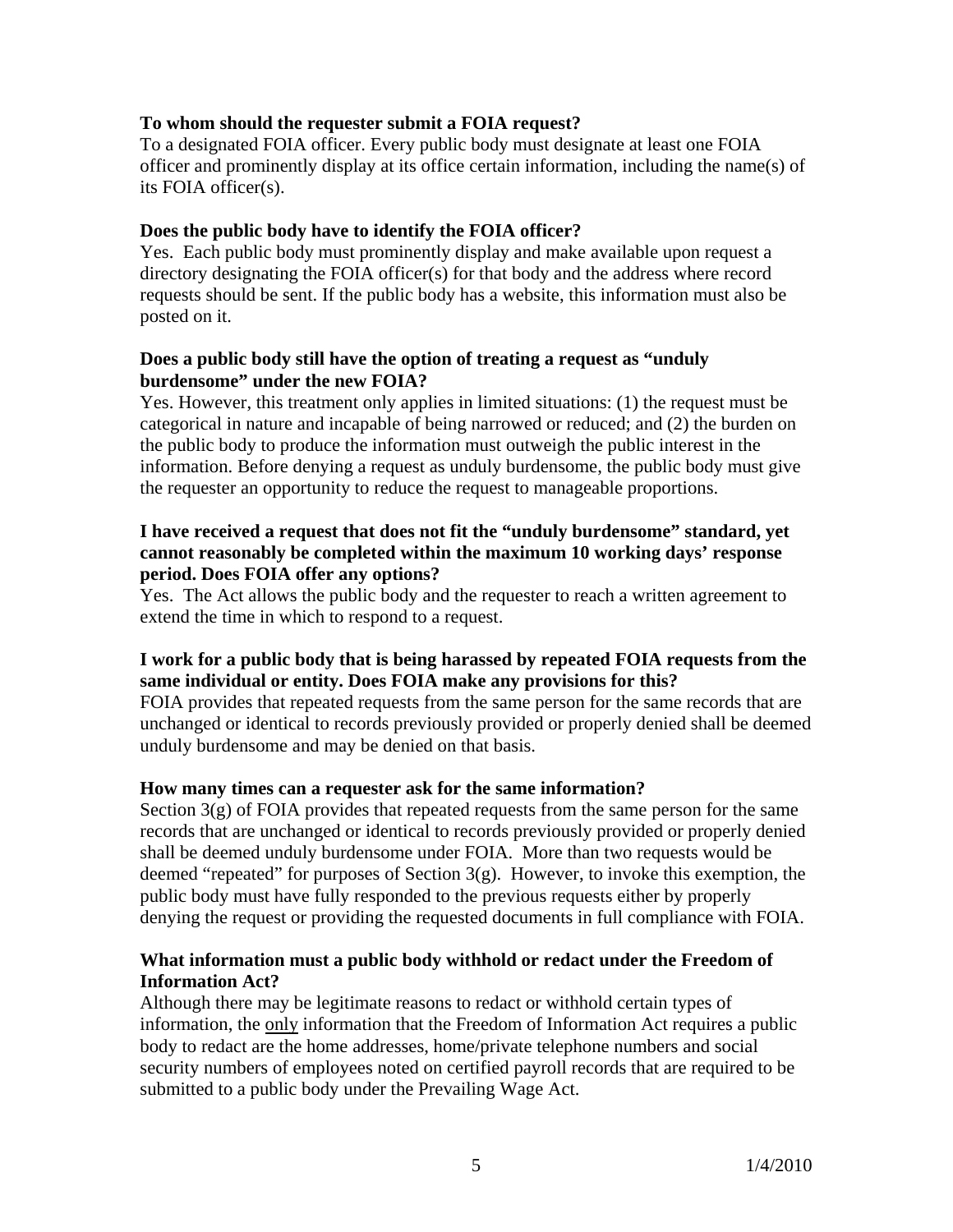**To whom should the requester submit a FOIA request?**
To a designated FOIA officer. Every public body must designate at least one FOIA officer and prominently display at its office certain information, including the name(s) of its FOIA officer(s).

**Does the public body have to identify the FOIA officer?**
Yes. Each public body must prominently display and make available upon request a directory designating the FOIA officer(s) for that body and the address where record requests should be sent. If the public body has a website, this information must also be posted on it.

**Does a public body still have the option of treating a request as "unduly burdensome" under the new FOIA?**
Yes. However, this treatment only applies in limited situations: (1) the request must be categorical in nature and incapable of being narrowed or reduced; and (2) the burden on the public body to produce the information must outweigh the public interest in the information. Before denying a request as unduly burdensome, the public body must give the requester an opportunity to reduce the request to manageable proportions.

**I have received a request that does not fit the "unduly burdensome" standard, yet cannot reasonably be completed within the maximum 10 working days' response period. Does FOIA offer any options?**
Yes. The Act allows the public body and the requester to reach a written agreement to extend the time in which to respond to a request.

**I work for a public body that is being harassed by repeated FOIA requests from the same individual or entity. Does FOIA make any provisions for this?**
FOIA provides that repeated requests from the same person for the same records that are unchanged or identical to records previously provided or properly denied shall be deemed unduly burdensome and may be denied on that basis.

**How many times can a requester ask for the same information?**
Section 3(g) of FOIA provides that repeated requests from the same person for the same records that are unchanged or identical to records previously provided or properly denied shall be deemed unduly burdensome under FOIA. More than two requests would be deemed "repeated" for purposes of Section 3(g). However, to invoke this exemption, the public body must have fully responded to the previous requests either by properly denying the request or providing the requested documents in full compliance with FOIA.

**What information must a public body withhold or redact under the Freedom of Information Act?**
Although there may be legitimate reasons to redact or withhold certain types of information, the <u>only</u> information that the Freedom of Information Act requires a public body to redact are the home addresses, home/private telephone numbers and social security numbers of employees noted on certified payroll records that are required to be submitted to a public body under the Prevailing Wage Act.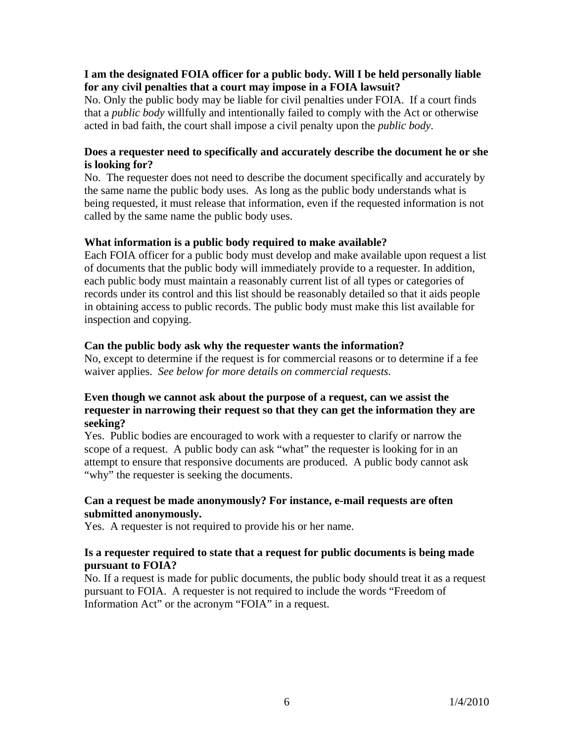**I am the designated FOIA officer for a public body. Will I be held personally liable for any civil penalties that a court may impose in a FOIA lawsuit?**

No. Only the public body may be liable for civil penalties under FOIA. If a court finds that a *public body* willfully and intentionally failed to comply with the Act or otherwise acted in bad faith, the court shall impose a civil penalty upon the *public body*.

**Does a requester need to specifically and accurately describe the document he or she is looking for?**

No. The requester does not need to describe the document specifically and accurately by the same name the public body uses. As long as the public body understands what is being requested, it must release that information, even if the requested information is not called by the same name the public body uses.

**What information is a public body required to make available?**

Each FOIA officer for a public body must develop and make available upon request a list of documents that the public body will immediately provide to a requester. In addition, each public body must maintain a reasonably current list of all types or categories of records under its control and this list should be reasonably detailed so that it aids people in obtaining access to public records. The public body must make this list available for inspection and copying.

**Can the public body ask why the requester wants the information?**

No, except to determine if the request is for commercial reasons or to determine if a fee waiver applies. *See below for more details on commercial requests.*

**Even though we cannot ask about the purpose of a request, can we assist the requester in narrowing their request so that they can get the information they are seeking?**

Yes. Public bodies are encouraged to work with a requester to clarify or narrow the scope of a request. A public body can ask "what" the requester is looking for in an attempt to ensure that responsive documents are produced. A public body cannot ask "why" the requester is seeking the documents.

**Can a request be made anonymously? For instance, e-mail requests are often submitted anonymously.**

Yes. A requester is not required to provide his or her name.

**Is a requester required to state that a request for public documents is being made pursuant to FOIA?**

No. If a request is made for public documents, the public body should treat it as a request pursuant to FOIA. A requester is not required to include the words "Freedom of Information Act" or the acronym "FOIA" in a request.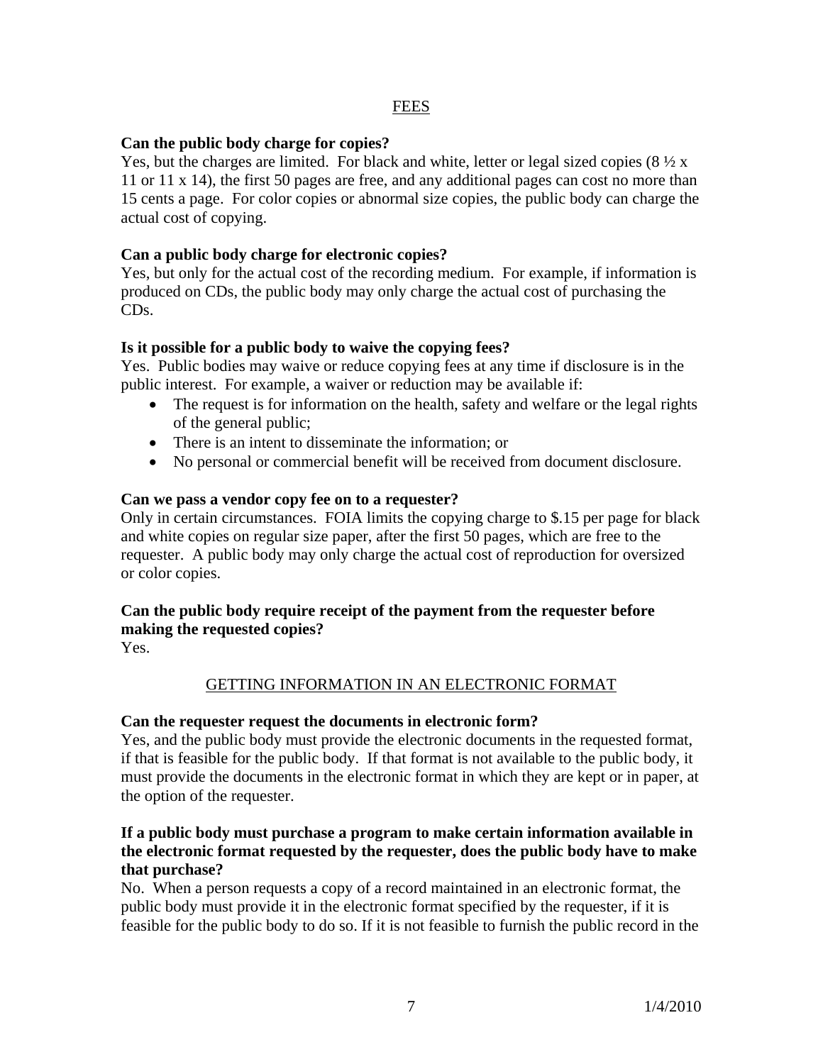## FEES

**Can the public body charge for copies?**

Yes, but the charges are limited. For black and white, letter or legal sized copies (8 ½ x 11 or 11 x 14), the first 50 pages are free, and any additional pages can cost no more than 15 cents a page. For color copies or abnormal size copies, the public body can charge the actual cost of copying.

**Can a public body charge for electronic copies?**

Yes, but only for the actual cost of the recording medium. For example, if information is produced on CDs, the public body may only charge the actual cost of purchasing the CDs.

**Is it possible for a public body to waive the copying fees?**

Yes. Public bodies may waive or reduce copying fees at any time if disclosure is in the public interest. For example, a waiver or reduction may be available if:

- The request is for information on the health, safety and welfare or the legal rights of the general public;
- There is an intent to disseminate the information; or
- No personal or commercial benefit will be received from document disclosure.

**Can we pass a vendor copy fee on to a requester?**

Only in certain circumstances. FOIA limits the copying charge to $.15 per page for black and white copies on regular size paper, after the first 50 pages, which are free to the requester. A public body may only charge the actual cost of reproduction for oversized or color copies.

**Can the public body require receipt of the payment from the requester before making the requested copies?**

Yes.

## GETTING INFORMATION IN AN ELECTRONIC FORMAT

**Can the requester request the documents in electronic form?**

Yes, and the public body must provide the electronic documents in the requested format, if that is feasible for the public body. If that format is not available to the public body, it must provide the documents in the electronic format in which they are kept or in paper, at the option of the requester.

**If a public body must purchase a program to make certain information available in the electronic format requested by the requester, does the public body have to make that purchase?**

No. When a person requests a copy of a record maintained in an electronic format, the public body must provide it in the electronic format specified by the requester, if it is feasible for the public body to do so. If it is not feasible to furnish the public record in the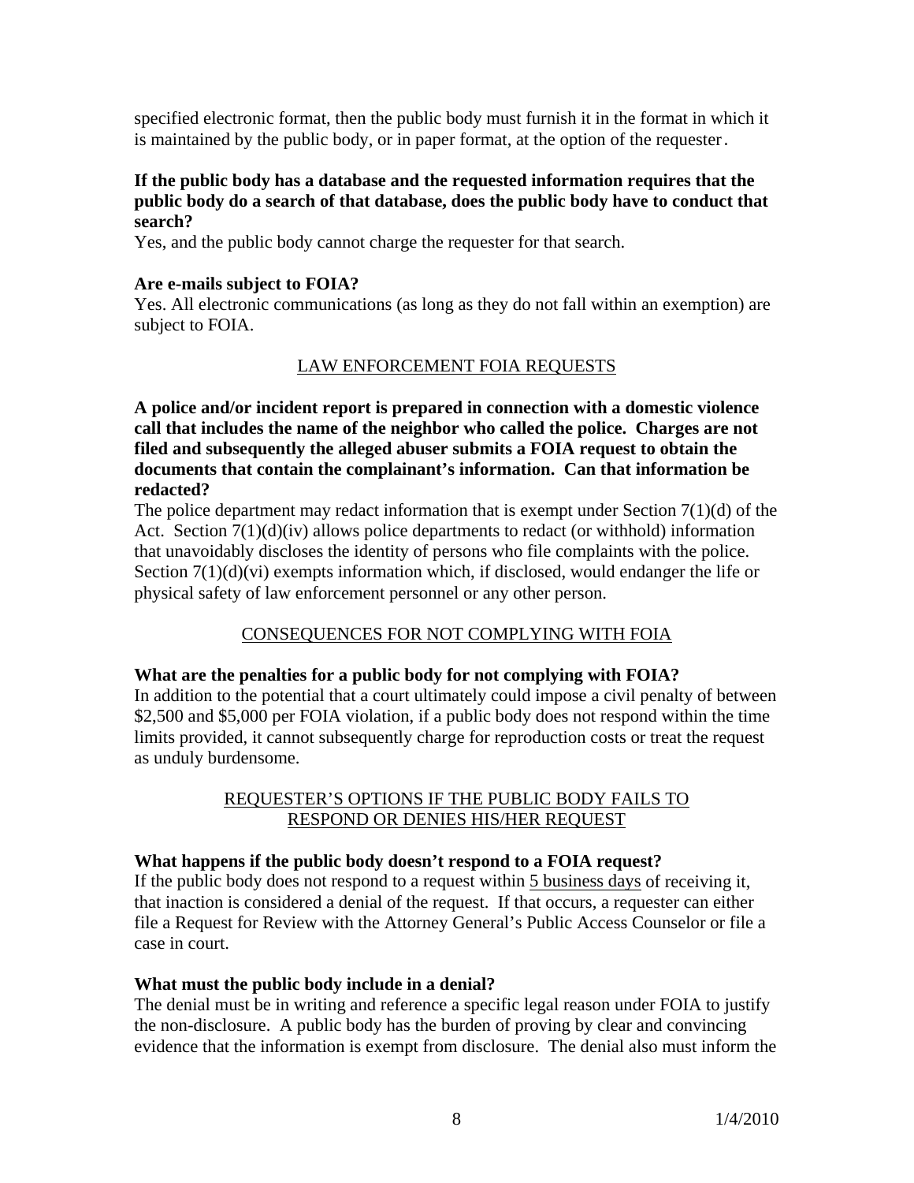specified electronic format, then the public body must furnish it in the format in which it is maintained by the public body, or in paper format, at the option of the requester.

**If the public body has a database and the requested information requires that the public body do a search of that database, does the public body have to conduct that search?**
Yes, and the public body cannot charge the requester for that search.

**Are e-mails subject to FOIA?**
Yes. All electronic communications (as long as they do not fall within an exemption) are subject to FOIA.

## LAW ENFORCEMENT FOIA REQUESTS

**A police and/or incident report is prepared in connection with a domestic violence call that includes the name of the neighbor who called the police. Charges are not filed and subsequently the alleged abuser submits a FOIA request to obtain the documents that contain the complainant's information. Can that information be redacted?**
The police department may redact information that is exempt under Section 7(1)(d) of the Act. Section 7(1)(d)(iv) allows police departments to redact (or withhold) information that unavoidably discloses the identity of persons who file complaints with the police. Section 7(1)(d)(vi) exempts information which, if disclosed, would endanger the life or physical safety of law enforcement personnel or any other person.

## CONSEQUENCES FOR NOT COMPLYING WITH FOIA

**What are the penalties for a public body for not complying with FOIA?**
In addition to the potential that a court ultimately could impose a civil penalty of between $2,500 and $5,000 per FOIA violation, if a public body does not respond within the time limits provided, it cannot subsequently charge for reproduction costs or treat the request as unduly burdensome.

## REQUESTER'S OPTIONS IF THE PUBLIC BODY FAILS TO RESPOND OR DENIES HIS/HER REQUEST

**What happens if the public body doesn't respond to a FOIA request?**
If the public body does not respond to a request within 5 business days of receiving it, that inaction is considered a denial of the request. If that occurs, a requester can either file a Request for Review with the Attorney General's Public Access Counselor or file a case in court.

**What must the public body include in a denial?**
The denial must be in writing and reference a specific legal reason under FOIA to justify the non-disclosure. A public body has the burden of proving by clear and convincing evidence that the information is exempt from disclosure. The denial also must inform the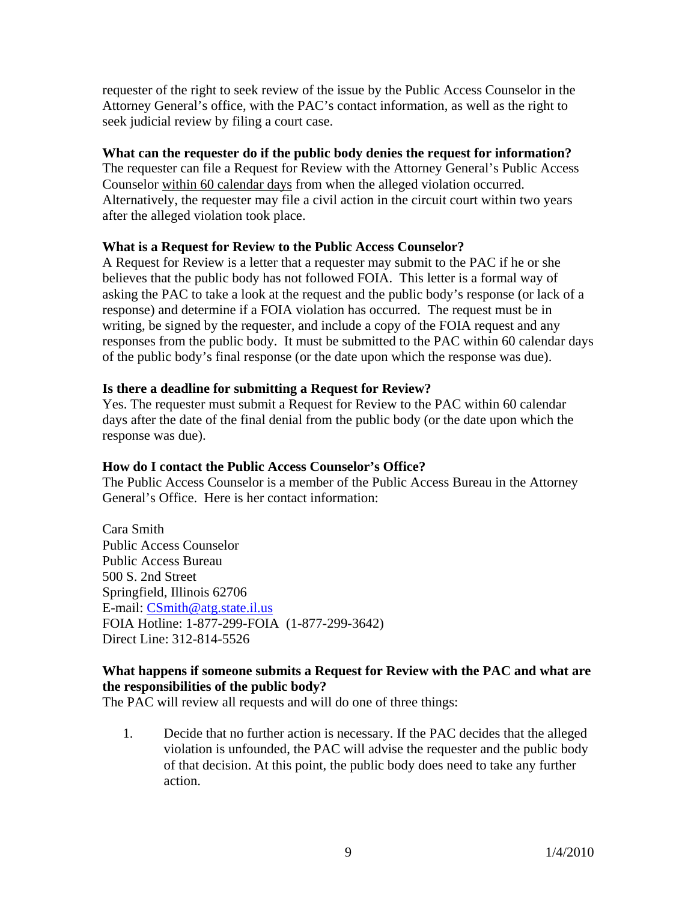requester of the right to seek review of the issue by the Public Access Counselor in the Attorney General's office, with the PAC's contact information, as well as the right to seek judicial review by filing a court case.

**What can the requester do if the public body denies the request for information?**
The requester can file a Request for Review with the Attorney General's Public Access Counselor within 60 calendar days from when the alleged violation occurred. Alternatively, the requester may file a civil action in the circuit court within two years after the alleged violation took place.

**What is a Request for Review to the Public Access Counselor?**
A Request for Review is a letter that a requester may submit to the PAC if he or she believes that the public body has not followed FOIA. This letter is a formal way of asking the PAC to take a look at the request and the public body's response (or lack of a response) and determine if a FOIA violation has occurred. The request must be in writing, be signed by the requester, and include a copy of the FOIA request and any responses from the public body. It must be submitted to the PAC within 60 calendar days of the public body's final response (or the date upon which the response was due).

**Is there a deadline for submitting a Request for Review?**
Yes. The requester must submit a Request for Review to the PAC within 60 calendar days after the date of the final denial from the public body (or the date upon which the response was due).

**How do I contact the Public Access Counselor's Office?**
The Public Access Counselor is a member of the Public Access Bureau in the Attorney General's Office. Here is her contact information:

Cara Smith
Public Access Counselor
Public Access Bureau
500 S. 2nd Street
Springfield, Illinois 62706
E-mail: CSmith@atg.state.il.us
FOIA Hotline: 1-877-299-FOIA (1-877-299-3642)
Direct Line: 312-814-5526

**What happens if someone submits a Request for Review with the PAC and what are the responsibilities of the public body?**
The PAC will review all requests and will do one of three things:

1. Decide that no further action is necessary. If the PAC decides that the alleged violation is unfounded, the PAC will advise the requester and the public body of that decision. At this point, the public body does need to take any further action.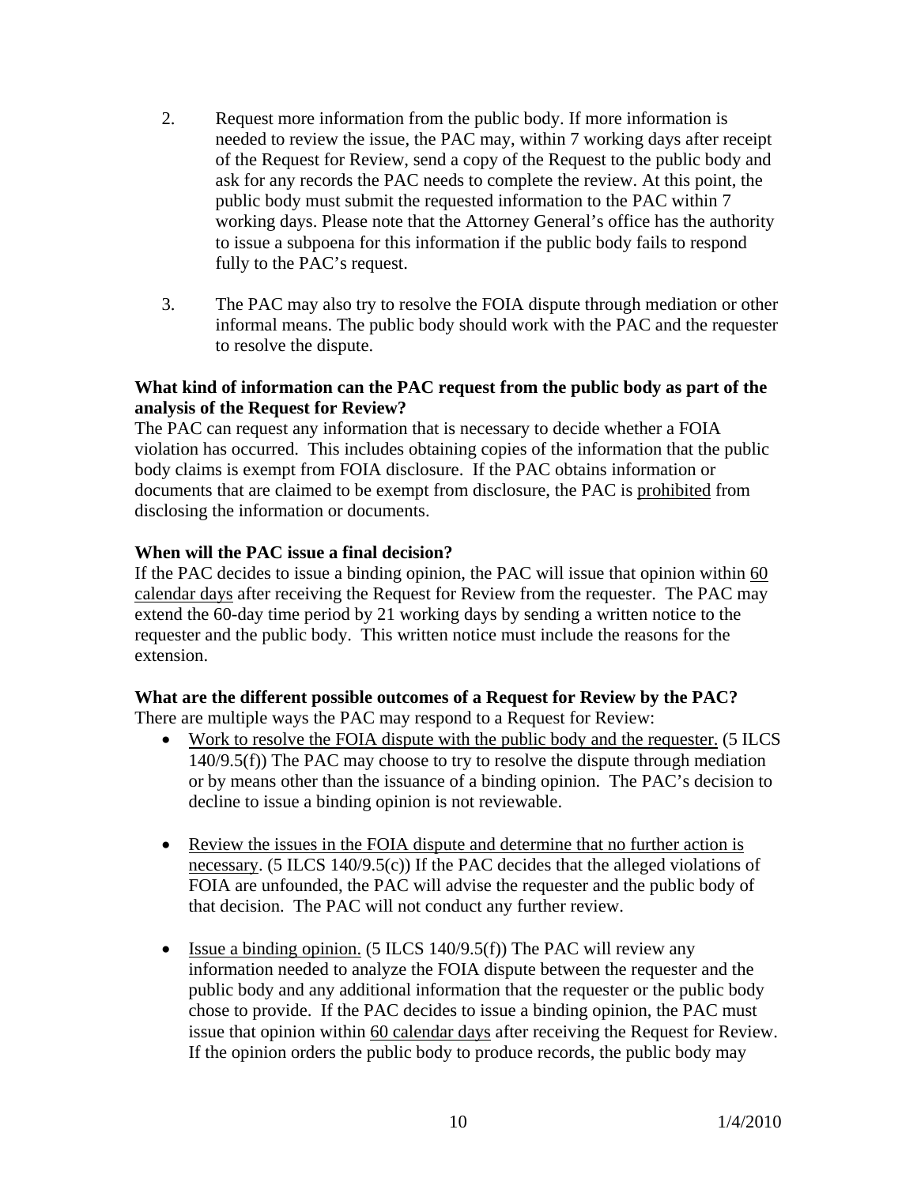2. Request more information from the public body. If more information is needed to review the issue, the PAC may, within 7 working days after receipt of the Request for Review, send a copy of the Request to the public body and ask for any records the PAC needs to complete the review. At this point, the public body must submit the requested information to the PAC within 7 working days. Please note that the Attorney General's office has the authority to issue a subpoena for this information if the public body fails to respond fully to the PAC's request.

3. The PAC may also try to resolve the FOIA dispute through mediation or other informal means. The public body should work with the PAC and the requester to resolve the dispute.

**What kind of information can the PAC request from the public body as part of the analysis of the Request for Review?**

The PAC can request any information that is necessary to decide whether a FOIA violation has occurred. This includes obtaining copies of the information that the public body claims is exempt from FOIA disclosure. If the PAC obtains information or documents that are claimed to be exempt from disclosure, the PAC is <u>prohibited</u> from disclosing the information or documents.

**When will the PAC issue a final decision?**

If the PAC decides to issue a binding opinion, the PAC will issue that opinion within <u>60 calendar days</u> after receiving the Request for Review from the requester. The PAC may extend the 60-day time period by 21 working days by sending a written notice to the requester and the public body. This written notice must include the reasons for the extension.

**What are the different possible outcomes of a Request for Review by the PAC?**

There are multiple ways the PAC may respond to a Request for Review:

- <u>Work to resolve the FOIA dispute with the public body and the requester.</u> (5 ILCS 140/9.5(f)) The PAC may choose to try to resolve the dispute through mediation or by means other than the issuance of a binding opinion. The PAC's decision to decline to issue a binding opinion is not reviewable.

- <u>Review the issues in the FOIA dispute and determine that no further action is necessary</u>. (5 ILCS 140/9.5(c)) If the PAC decides that the alleged violations of FOIA are unfounded, the PAC will advise the requester and the public body of that decision. The PAC will not conduct any further review.

- <u>Issue a binding opinion.</u> (5 ILCS 140/9.5(f)) The PAC will review any information needed to analyze the FOIA dispute between the requester and the public body and any additional information that the requester or the public body chose to provide. If the PAC decides to issue a binding opinion, the PAC must issue that opinion within <u>60 calendar days</u> after receiving the Request for Review. If the opinion orders the public body to produce records, the public body may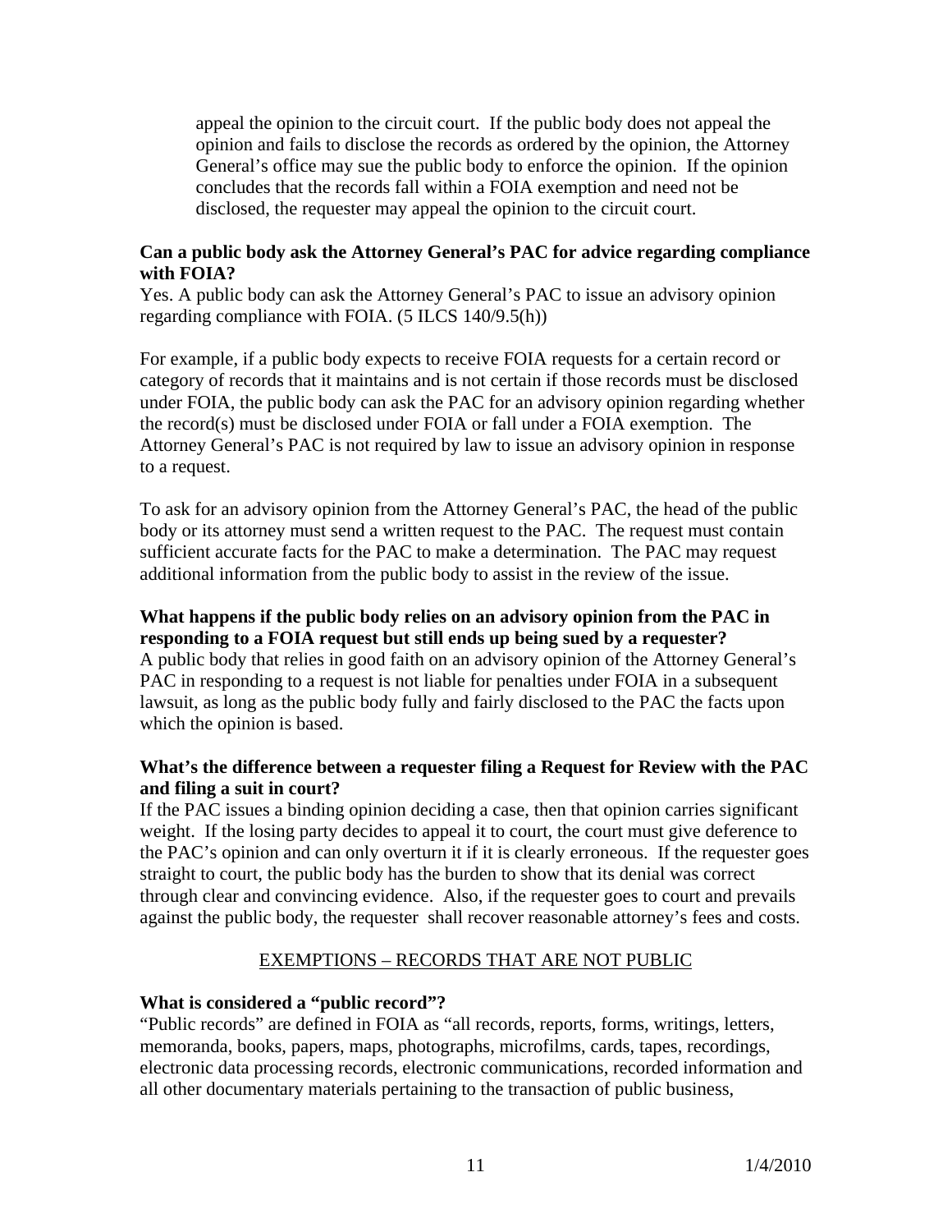appeal the opinion to the circuit court. If the public body does not appeal the opinion and fails to disclose the records as ordered by the opinion, the Attorney General's office may sue the public body to enforce the opinion. If the opinion concludes that the records fall within a FOIA exemption and need not be disclosed, the requester may appeal the opinion to the circuit court.

**Can a public body ask the Attorney General's PAC for advice regarding compliance with FOIA?**

Yes. A public body can ask the Attorney General's PAC to issue an advisory opinion regarding compliance with FOIA. (5 ILCS 140/9.5(h))

For example, if a public body expects to receive FOIA requests for a certain record or category of records that it maintains and is not certain if those records must be disclosed under FOIA, the public body can ask the PAC for an advisory opinion regarding whether the record(s) must be disclosed under FOIA or fall under a FOIA exemption. The Attorney General's PAC is not required by law to issue an advisory opinion in response to a request.

To ask for an advisory opinion from the Attorney General's PAC, the head of the public body or its attorney must send a written request to the PAC. The request must contain sufficient accurate facts for the PAC to make a determination. The PAC may request additional information from the public body to assist in the review of the issue.

**What happens if the public body relies on an advisory opinion from the PAC in responding to a FOIA request but still ends up being sued by a requester?**

A public body that relies in good faith on an advisory opinion of the Attorney General's PAC in responding to a request is not liable for penalties under FOIA in a subsequent lawsuit, as long as the public body fully and fairly disclosed to the PAC the facts upon which the opinion is based.

**What's the difference between a requester filing a Request for Review with the PAC and filing a suit in court?**

If the PAC issues a binding opinion deciding a case, then that opinion carries significant weight. If the losing party decides to appeal it to court, the court must give deference to the PAC's opinion and can only overturn it if it is clearly erroneous. If the requester goes straight to court, the public body has the burden to show that its denial was correct through clear and convincing evidence. Also, if the requester goes to court and prevails against the public body, the requester shall recover reasonable attorney's fees and costs.

## EXEMPTIONS – RECORDS THAT ARE NOT PUBLIC

**What is considered a "public record"?**

"Public records" are defined in FOIA as "all records, reports, forms, writings, letters, memoranda, books, papers, maps, photographs, microfilms, cards, tapes, recordings, electronic data processing records, electronic communications, recorded information and all other documentary materials pertaining to the transaction of public business,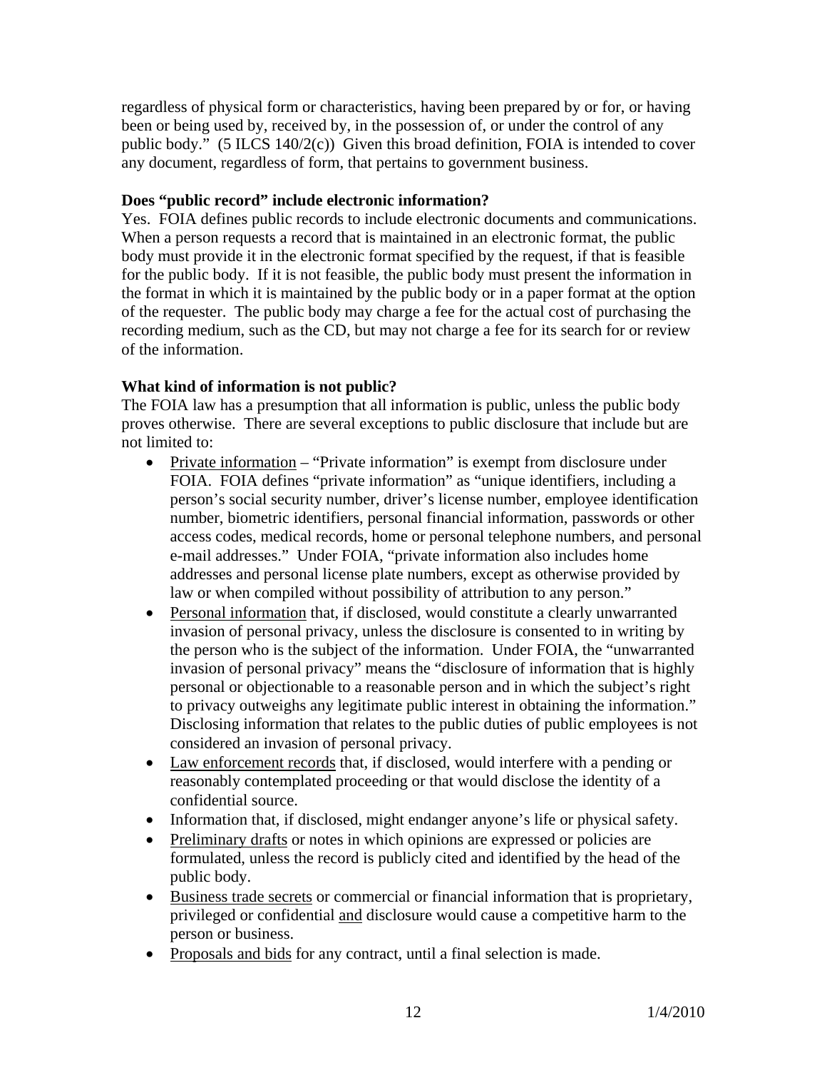regardless of physical form or characteristics, having been prepared by or for, or having been or being used by, received by, in the possession of, or under the control of any public body." (5 ILCS 140/2(c)) Given this broad definition, FOIA is intended to cover any document, regardless of form, that pertains to government business.

**Does "public record" include electronic information?**

Yes. FOIA defines public records to include electronic documents and communications. When a person requests a record that is maintained in an electronic format, the public body must provide it in the electronic format specified by the request, if that is feasible for the public body. If it is not feasible, the public body must present the information in the format in which it is maintained by the public body or in a paper format at the option of the requester. The public body may charge a fee for the actual cost of purchasing the recording medium, such as the CD, but may not charge a fee for its search for or review of the information.

**What kind of information is not public?**

The FOIA law has a presumption that all information is public, unless the public body proves otherwise. There are several exceptions to public disclosure that include but are not limited to:

- <u>Private information</u> – "Private information" is exempt from disclosure under FOIA. FOIA defines "private information" as "unique identifiers, including a person's social security number, driver's license number, employee identification number, biometric identifiers, personal financial information, passwords or other access codes, medical records, home or personal telephone numbers, and personal e-mail addresses." Under FOIA, "private information also includes home addresses and personal license plate numbers, except as otherwise provided by law or when compiled without possibility of attribution to any person."
- <u>Personal information</u> that, if disclosed, would constitute a clearly unwarranted invasion of personal privacy, unless the disclosure is consented to in writing by the person who is the subject of the information. Under FOIA, the "unwarranted invasion of personal privacy" means the "disclosure of information that is highly personal or objectionable to a reasonable person and in which the subject's right to privacy outweighs any legitimate public interest in obtaining the information." Disclosing information that relates to the public duties of public employees is not considered an invasion of personal privacy.
- <u>Law enforcement records</u> that, if disclosed, would interfere with a pending or reasonably contemplated proceeding or that would disclose the identity of a confidential source.
- Information that, if disclosed, might endanger anyone's life or physical safety.
- <u>Preliminary drafts</u> or notes in which opinions are expressed or policies are formulated, unless the record is publicly cited and identified by the head of the public body.
- <u>Business trade secrets</u> or commercial or financial information that is proprietary, privileged or confidential <u>and</u> disclosure would cause a competitive harm to the person or business.
- <u>Proposals and bids</u> for any contract, until a final selection is made.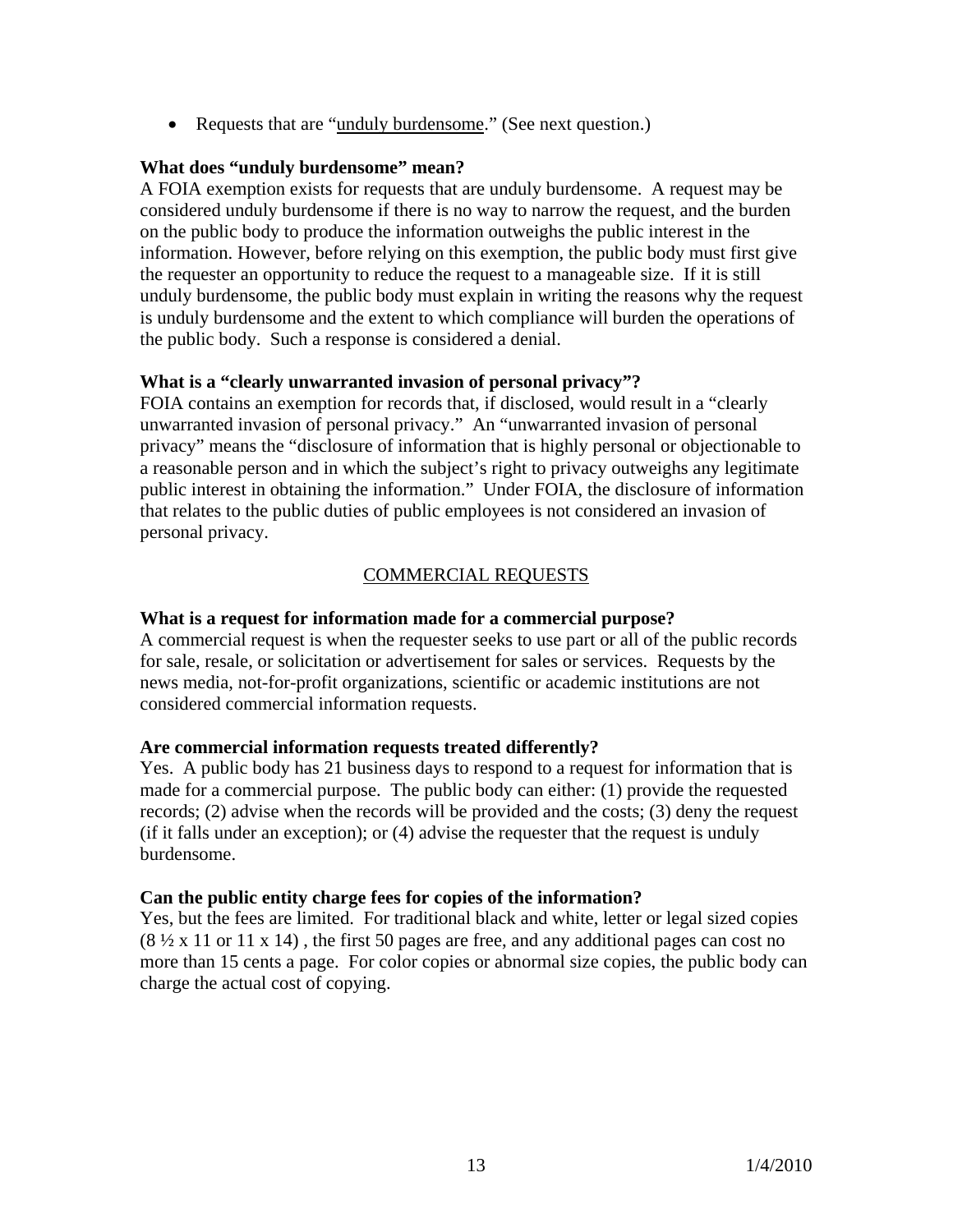- Requests that are "unduly burdensome." (See next question.)

**What does "unduly burdensome" mean?**

A FOIA exemption exists for requests that are unduly burdensome. A request may be considered unduly burdensome if there is no way to narrow the request, and the burden on the public body to produce the information outweighs the public interest in the information. However, before relying on this exemption, the public body must first give the requester an opportunity to reduce the request to a manageable size. If it is still unduly burdensome, the public body must explain in writing the reasons why the request is unduly burdensome and the extent to which compliance will burden the operations of the public body. Such a response is considered a denial.

**What is a "clearly unwarranted invasion of personal privacy"?**

FOIA contains an exemption for records that, if disclosed, would result in a "clearly unwarranted invasion of personal privacy." An "unwarranted invasion of personal privacy" means the "disclosure of information that is highly personal or objectionable to a reasonable person and in which the subject's right to privacy outweighs any legitimate public interest in obtaining the information." Under FOIA, the disclosure of information that relates to the public duties of public employees is not considered an invasion of personal privacy.

## COMMERCIAL REQUESTS

**What is a request for information made for a commercial purpose?**

A commercial request is when the requester seeks to use part or all of the public records for sale, resale, or solicitation or advertisement for sales or services. Requests by the news media, not-for-profit organizations, scientific or academic institutions are not considered commercial information requests.

**Are commercial information requests treated differently?**

Yes. A public body has 21 business days to respond to a request for information that is made for a commercial purpose. The public body can either: (1) provide the requested records; (2) advise when the records will be provided and the costs; (3) deny the request (if it falls under an exception); or (4) advise the requester that the request is unduly burdensome.

**Can the public entity charge fees for copies of the information?**

Yes, but the fees are limited. For traditional black and white, letter or legal sized copies (8 ½ x 11 or 11 x 14) , the first 50 pages are free, and any additional pages can cost no more than 15 cents a page. For color copies or abnormal size copies, the public body can charge the actual cost of copying.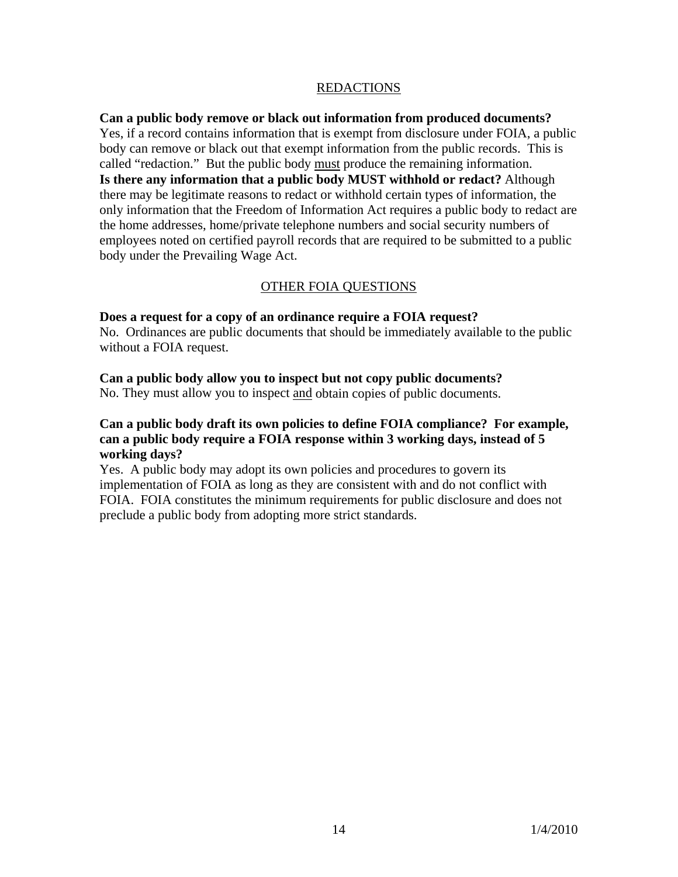## REDACTIONS

**Can a public body remove or black out information from produced documents?**
Yes, if a record contains information that is exempt from disclosure under FOIA, a public body can remove or black out that exempt information from the public records. This is called "redaction." But the public body <u>must</u> produce the remaining information.
**Is there any information that a public body MUST withhold or redact?** Although there may be legitimate reasons to redact or withhold certain types of information, the only information that the Freedom of Information Act requires a public body to redact are the home addresses, home/private telephone numbers and social security numbers of employees noted on certified payroll records that are required to be submitted to a public body under the Prevailing Wage Act.

## OTHER FOIA QUESTIONS

**Does a request for a copy of an ordinance require a FOIA request?**
No. Ordinances are public documents that should be immediately available to the public without a FOIA request.

**Can a public body allow you to inspect but not copy public documents?**
No. They must allow you to inspect <u>and</u> obtain copies of public documents.

**Can a public body draft its own policies to define FOIA compliance? For example, can a public body require a FOIA response within 3 working days, instead of 5 working days?**
Yes. A public body may adopt its own policies and procedures to govern its implementation of FOIA as long as they are consistent with and do not conflict with FOIA. FOIA constitutes the minimum requirements for public disclosure and does not preclude a public body from adopting more strict standards.